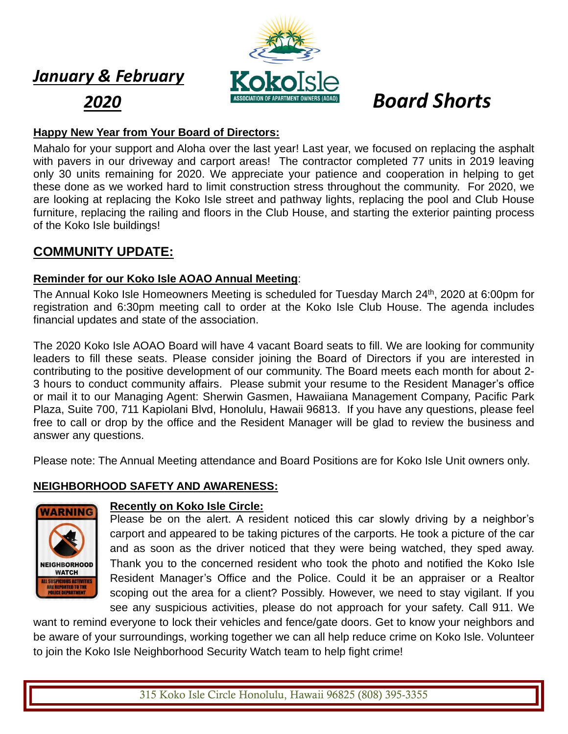*January & February 2020*

KokoIsle
ASSOCIATION OF APARTMENT OWNERS (AOAO)

# *Board Shorts*

**Happy New Year from Your Board of Directors:**

Mahalo for your support and Aloha over the last year! Last year, we focused on replacing the asphalt with pavers in our driveway and carport areas! The contractor completed 77 units in 2019 leaving only 30 units remaining for 2020. We appreciate your patience and cooperation in helping to get these done as we worked hard to limit construction stress throughout the community. For 2020, we are looking at replacing the Koko Isle street and pathway lights, replacing the pool and Club House furniture, replacing the railing and floors in the Club House, and starting the exterior painting process of the Koko Isle buildings!

## COMMUNITY UPDATE:

**Reminder for our Koko Isle AOAO Annual Meeting**:

The Annual Koko Isle Homeowners Meeting is scheduled for Tuesday March 24th, 2020 at 6:00pm for registration and 6:30pm meeting call to order at the Koko Isle Club House. The agenda includes financial updates and state of the association.

The 2020 Koko Isle AOAO Board will have 4 vacant Board seats to fill. We are looking for community leaders to fill these seats. Please consider joining the Board of Directors if you are interested in contributing to the positive development of our community. The Board meets each month for about 2-3 hours to conduct community affairs. Please submit your resume to the Resident Manager's office or mail it to our Managing Agent: Sherwin Gasmen, Hawaiiana Management Company, Pacific Park Plaza, Suite 700, 711 Kapiolani Blvd, Honolulu, Hawaii 96813. If you have any questions, please feel free to call or drop by the office and the Resident Manager will be glad to review the business and answer any questions.

Please note: The Annual Meeting attendance and Board Positions are for Koko Isle Unit owners only.

**NEIGHBORHOOD SAFETY AND AWARENESS:**

WARNING
NEIGHBORHOOD WATCH
ALL SUSPICIOUS ACTIVITIES ARE REPORTED TO THE POLICE DEPARTMENT

**Recently on Koko Isle Circle:**

Please be on the alert. A resident noticed this car slowly driving by a neighbor's carport and appeared to be taking pictures of the carports. He took a picture of the car and as soon as the driver noticed that they were being watched, they sped away. Thank you to the concerned resident who took the photo and notified the Koko Isle Resident Manager's Office and the Police. Could it be an appraiser or a Realtor scoping out the area for a client? Possibly. However, we need to stay vigilant. If you see any suspicious activities, please do not approach for your safety. Call 911. We want to remind everyone to lock their vehicles and fence/gate doors. Get to know your neighbors and be aware of your surroundings, working together we can all help reduce crime on Koko Isle. Volunteer to join the Koko Isle Neighborhood Security Watch team to help fight crime!

315 Koko Isle Circle Honolulu, Hawaii 96825 (808) 395-3355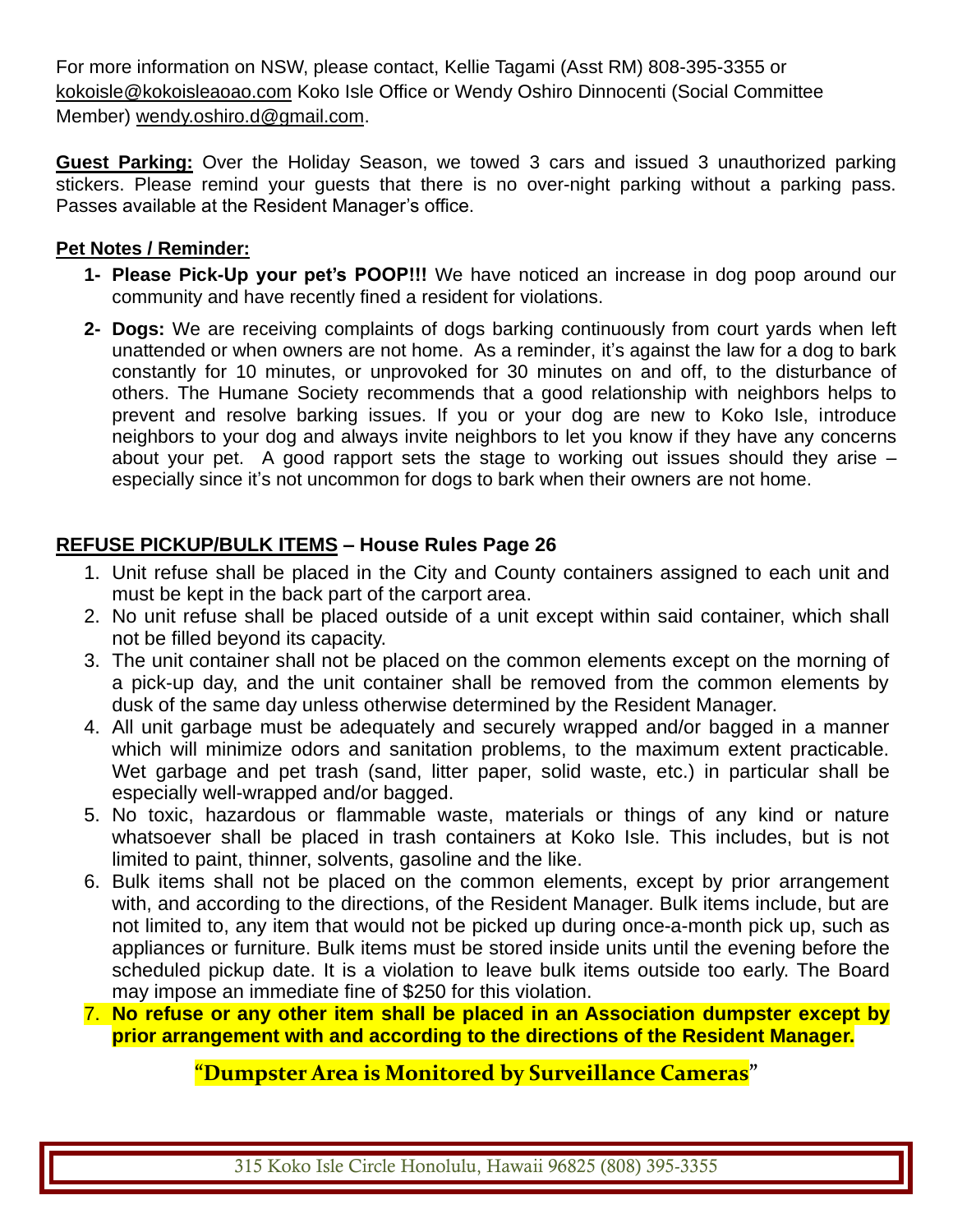For more information on NSW, please contact, Kellie Tagami (Asst RM) 808-395-3355 or kokoisle@kokoisleaoao.com Koko Isle Office or Wendy Oshiro Dinnocenti (Social Committee Member) wendy.oshiro.d@gmail.com.

**Guest Parking:** Over the Holiday Season, we towed 3 cars and issued 3 unauthorized parking stickers. Please remind your guests that there is no over-night parking without a parking pass. Passes available at the Resident Manager's office.

**Pet Notes / Reminder:**

1- **Please Pick-Up your pet's POOP!!!** We have noticed an increase in dog poop around our community and have recently fined a resident for violations.

2- **Dogs:** We are receiving complaints of dogs barking continuously from court yards when left unattended or when owners are not home. As a reminder, it's against the law for a dog to bark constantly for 10 minutes, or unprovoked for 30 minutes on and off, to the disturbance of others. The Humane Society recommends that a good relationship with neighbors helps to prevent and resolve barking issues. If you or your dog are new to Koko Isle, introduce neighbors to your dog and always invite neighbors to let you know if they have any concerns about your pet. A good rapport sets the stage to working out issues should they arise – especially since it's not uncommon for dogs to bark when their owners are not home.

**REFUSE PICKUP/BULK ITEMS – House Rules Page 26**

1. Unit refuse shall be placed in the City and County containers assigned to each unit and must be kept in the back part of the carport area.
2. No unit refuse shall be placed outside of a unit except within said container, which shall not be filled beyond its capacity.
3. The unit container shall not be placed on the common elements except on the morning of a pick-up day, and the unit container shall be removed from the common elements by dusk of the same day unless otherwise determined by the Resident Manager.
4. All unit garbage must be adequately and securely wrapped and/or bagged in a manner which will minimize odors and sanitation problems, to the maximum extent practicable. Wet garbage and pet trash (sand, litter paper, solid waste, etc.) in particular shall be especially well-wrapped and/or bagged.
5. No toxic, hazardous or flammable waste, materials or things of any kind or nature whatsoever shall be placed in trash containers at Koko Isle. This includes, but is not limited to paint, thinner, solvents, gasoline and the like.
6. Bulk items shall not be placed on the common elements, except by prior arrangement with, and according to the directions, of the Resident Manager. Bulk items include, but are not limited to, any item that would not be picked up during once-a-month pick up, such as appliances or furniture. Bulk items must be stored inside units until the evening before the scheduled pickup date. It is a violation to leave bulk items outside too early. The Board may impose an immediate fine of $250 for this violation.
7. **No refuse or any other item shall be placed in an Association dumpster except by prior arrangement with and according to the directions of the Resident Manager.**

**"Dumpster Area is Monitored by Surveillance Cameras"**

315 Koko Isle Circle Honolulu, Hawaii 96825 (808) 395-3355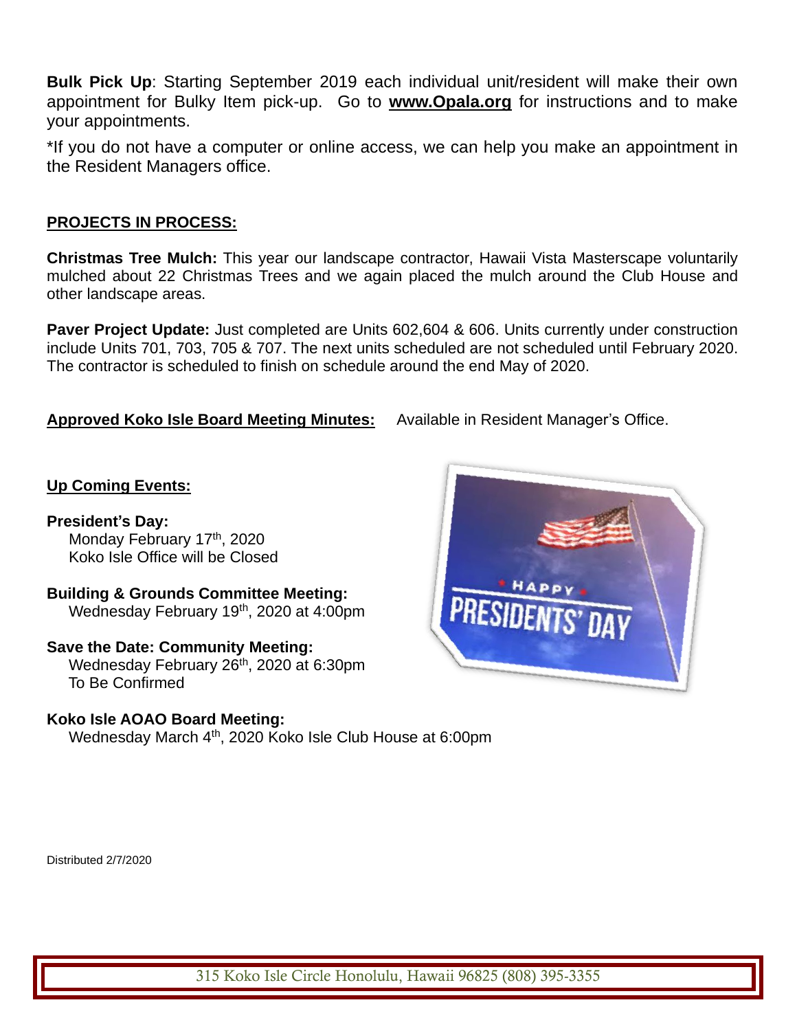**Bulk Pick Up**: Starting September 2019 each individual unit/resident will make their own appointment for Bulky Item pick-up. Go to **www.Opala.org** for instructions and to make your appointments.

*If you do not have a computer or online access, we can help you make an appointment in the Resident Managers office.

## PROJECTS IN PROCESS:

**Christmas Tree Mulch:** This year our landscape contractor, Hawaii Vista Masterscape voluntarily mulched about 22 Christmas Trees and we again placed the mulch around the Club House and other landscape areas.

**Paver Project Update:** Just completed are Units 602,604 & 606. Units currently under construction include Units 701, 703, 705 & 707. The next units scheduled are not scheduled until February 2020. The contractor is scheduled to finish on schedule around the end May of 2020.

**Approved Koko Isle Board Meeting Minutes:** Available in Resident Manager's Office.

## Up Coming Events:

**President's Day:**
Monday February 17th, 2020
Koko Isle Office will be Closed

**Building & Grounds Committee Meeting:**
Wednesday February 19th, 2020 at 4:00pm

**Save the Date: Community Meeting:**
Wednesday February 26th, 2020 at 6:30pm
To Be Confirmed

**Koko Isle AOAO Board Meeting:**
Wednesday March 4th, 2020 Koko Isle Club House at 6:00pm

Distributed 2/7/2020

315 Koko Isle Circle Honolulu, Hawaii 96825 (808) 395-3355